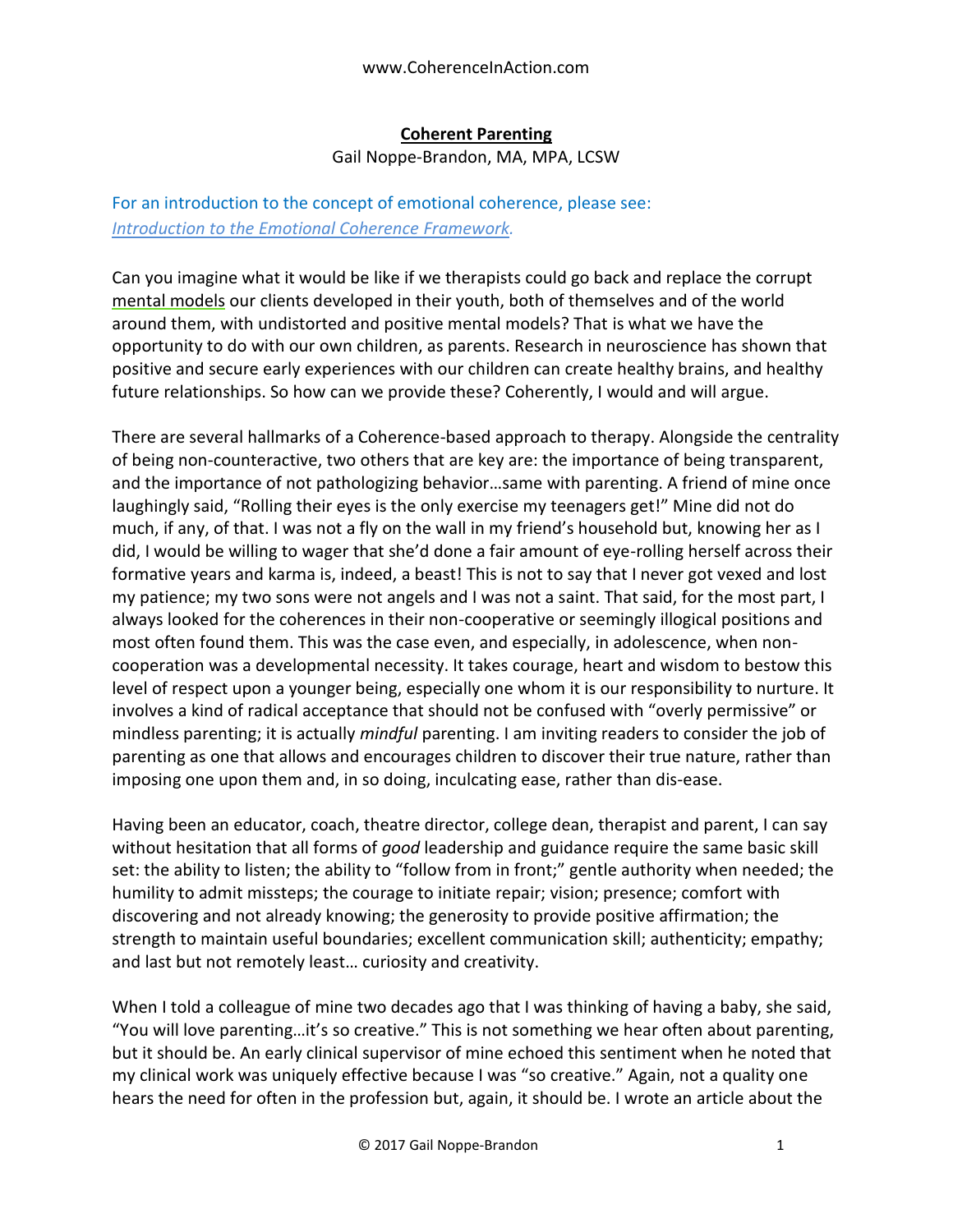www.CoherenceInAction.com

# Coherent Parenting

Gail Noppe-Brandon, MA, MPA, LCSW

For an introduction to the concept of emotional coherence, please see: *Introduction to the Emotional Coherence Framework.*

Can you imagine what it would be like if we therapists could go back and replace the corrupt mental models our clients developed in their youth, both of themselves and of the world around them, with undistorted and positive mental models? That is what we have the opportunity to do with our own children, as parents. Research in neuroscience has shown that positive and secure early experiences with our children can create healthy brains, and healthy future relationships. So how can we provide these? Coherently, I would and will argue.

There are several hallmarks of a Coherence-based approach to therapy. Alongside the centrality of being non-counteractive, two others that are key are: the importance of being transparent, and the importance of not pathologizing behavior…same with parenting. A friend of mine once laughingly said, "Rolling their eyes is the only exercise my teenagers get!" Mine did not do much, if any, of that. I was not a fly on the wall in my friend's household but, knowing her as I did, I would be willing to wager that she'd done a fair amount of eye-rolling herself across their formative years and karma is, indeed, a beast! This is not to say that I never got vexed and lost my patience; my two sons were not angels and I was not a saint. That said, for the most part, I always looked for the coherences in their non-cooperative or seemingly illogical positions and most often found them. This was the case even, and especially, in adolescence, when non-cooperation was a developmental necessity. It takes courage, heart and wisdom to bestow this level of respect upon a younger being, especially one whom it is our responsibility to nurture. It involves a kind of radical acceptance that should not be confused with "overly permissive" or mindless parenting; it is actually *mindful* parenting. I am inviting readers to consider the job of parenting as one that allows and encourages children to discover their true nature, rather than imposing one upon them and, in so doing, inculcating ease, rather than dis-ease.

Having been an educator, coach, theatre director, college dean, therapist and parent, I can say without hesitation that all forms of *good* leadership and guidance require the same basic skill set: the ability to listen; the ability to "follow from in front;" gentle authority when needed; the humility to admit missteps; the courage to initiate repair; vision; presence; comfort with discovering and not already knowing; the generosity to provide positive affirmation; the strength to maintain useful boundaries; excellent communication skill; authenticity; empathy; and last but not remotely least… curiosity and creativity.

When I told a colleague of mine two decades ago that I was thinking of having a baby, she said, "You will love parenting…it's so creative." This is not something we hear often about parenting, but it should be. An early clinical supervisor of mine echoed this sentiment when he noted that my clinical work was uniquely effective because I was "so creative." Again, not a quality one hears the need for often in the profession but, again, it should be. I wrote an article about the

© 2017 Gail Noppe-Brandon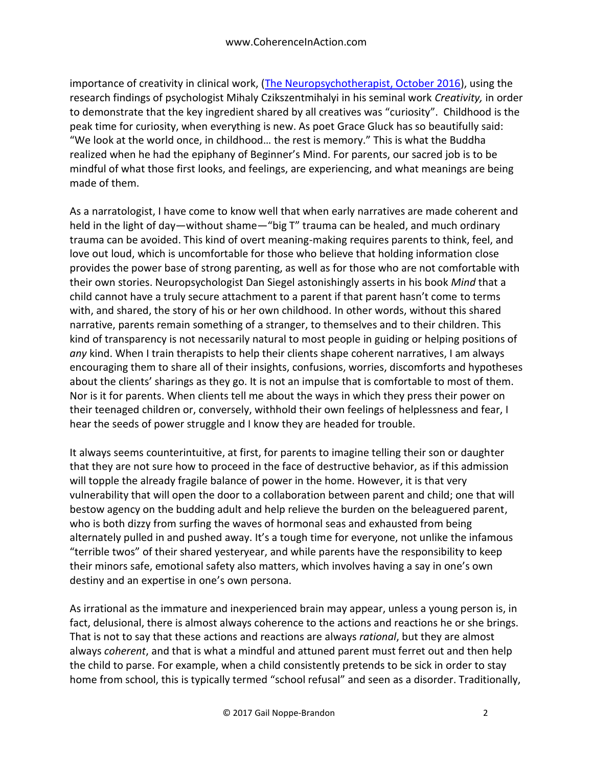importance of creativity in clinical work, ([The Neuropsychotherapist, October 2016](#)), using the research findings of psychologist Mihaly Czikszentmihalyi in his seminal work *Creativity,* in order to demonstrate that the key ingredient shared by all creatives was "curiosity". Childhood is the peak time for curiosity, when everything is new. As poet Grace Gluck has so beautifully said: "We look at the world once, in childhood… the rest is memory." This is what the Buddha realized when he had the epiphany of Beginner's Mind. For parents, our sacred job is to be mindful of what those first looks, and feelings, are experiencing, and what meanings are being made of them.

As a narratologist, I have come to know well that when early narratives are made coherent and held in the light of day—without shame—"big T" trauma can be healed, and much ordinary trauma can be avoided. This kind of overt meaning-making requires parents to think, feel, and love out loud, which is uncomfortable for those who believe that holding information close provides the power base of strong parenting, as well as for those who are not comfortable with their own stories. Neuropsychologist Dan Siegel astonishingly asserts in his book *Mind* that a child cannot have a truly secure attachment to a parent if that parent hasn't come to terms with, and shared, the story of his or her own childhood. In other words, without this shared narrative, parents remain something of a stranger, to themselves and to their children. This kind of transparency is not necessarily natural to most people in guiding or helping positions of *any* kind. When I train therapists to help their clients shape coherent narratives, I am always encouraging them to share all of their insights, confusions, worries, discomforts and hypotheses about the clients' sharings as they go. It is not an impulse that is comfortable to most of them. Nor is it for parents. When clients tell me about the ways in which they press their power on their teenaged children or, conversely, withhold their own feelings of helplessness and fear, I hear the seeds of power struggle and I know they are headed for trouble.

It always seems counterintuitive, at first, for parents to imagine telling their son or daughter that they are not sure how to proceed in the face of destructive behavior, as if this admission will topple the already fragile balance of power in the home. However, it is that very vulnerability that will open the door to a collaboration between parent and child; one that will bestow agency on the budding adult and help relieve the burden on the beleaguered parent, who is both dizzy from surfing the waves of hormonal seas and exhausted from being alternately pulled in and pushed away. It's a tough time for everyone, not unlike the infamous "terrible twos" of their shared yesteryear, and while parents have the responsibility to keep their minors safe, emotional safety also matters, which involves having a say in one's own destiny and an expertise in one's own persona.

As irrational as the immature and inexperienced brain may appear, unless a young person is, in fact, delusional, there is almost always coherence to the actions and reactions he or she brings. That is not to say that these actions and reactions are always *rational*, but they are almost always *coherent*, and that is what a mindful and attuned parent must ferret out and then help the child to parse. For example, when a child consistently pretends to be sick in order to stay home from school, this is typically termed "school refusal" and seen as a disorder. Traditionally,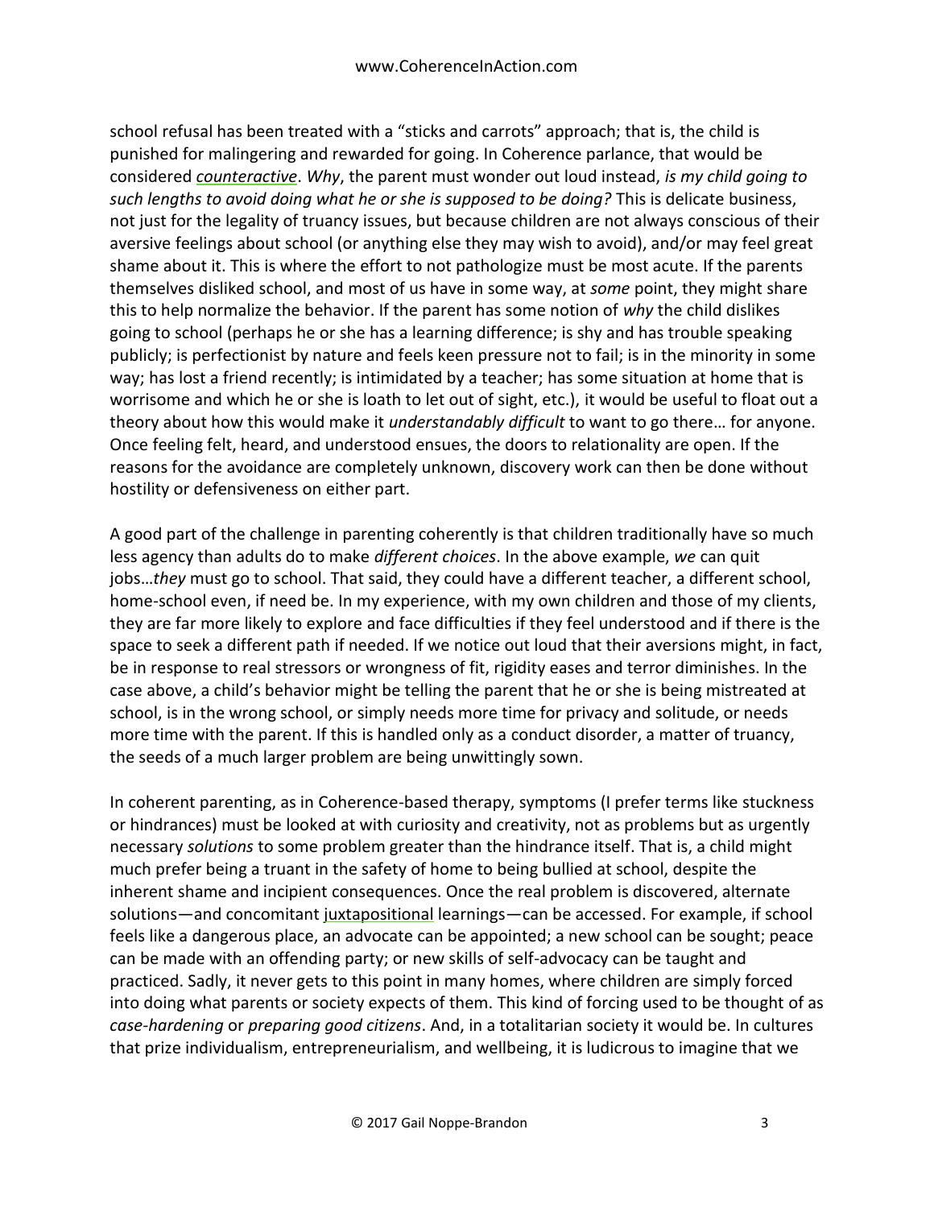school refusal has been treated with a "sticks and carrots" approach; that is, the child is punished for malingering and rewarded for going. In Coherence parlance, that would be considered *counteractive*. *Why*, the parent must wonder out loud instead, *is my child going to such lengths to avoid doing what he or she is supposed to be doing?* This is delicate business, not just for the legality of truancy issues, but because children are not always conscious of their aversive feelings about school (or anything else they may wish to avoid), and/or may feel great shame about it. This is where the effort to not pathologize must be most acute. If the parents themselves disliked school, and most of us have in some way, at *some* point, they might share this to help normalize the behavior. If the parent has some notion of *why* the child dislikes going to school (perhaps he or she has a learning difference; is shy and has trouble speaking publicly; is perfectionist by nature and feels keen pressure not to fail; is in the minority in some way; has lost a friend recently; is intimidated by a teacher; has some situation at home that is worrisome and which he or she is loath to let out of sight, etc.), it would be useful to float out a theory about how this would make it *understandably difficult* to want to go there… for anyone. Once feeling felt, heard, and understood ensues, the doors to relationality are open. If the reasons for the avoidance are completely unknown, discovery work can then be done without hostility or defensiveness on either part.

A good part of the challenge in parenting coherently is that children traditionally have so much less agency than adults do to make *different choices*. In the above example, *we* can quit jobs…*they* must go to school. That said, they could have a different teacher, a different school, home-school even, if need be. In my experience, with my own children and those of my clients, they are far more likely to explore and face difficulties if they feel understood and if there is the space to seek a different path if needed. If we notice out loud that their aversions might, in fact, be in response to real stressors or wrongness of fit, rigidity eases and terror diminishes. In the case above, a child's behavior might be telling the parent that he or she is being mistreated at school, is in the wrong school, or simply needs more time for privacy and solitude, or needs more time with the parent. If this is handled only as a conduct disorder, a matter of truancy, the seeds of a much larger problem are being unwittingly sown.

In coherent parenting, as in Coherence-based therapy, symptoms (I prefer terms like stuckness or hindrances) must be looked at with curiosity and creativity, not as problems but as urgently necessary *solutions* to some problem greater than the hindrance itself. That is, a child might much prefer being a truant in the safety of home to being bullied at school, despite the inherent shame and incipient consequences. Once the real problem is discovered, alternate solutions—and concomitant juxtapositional learnings—can be accessed. For example, if school feels like a dangerous place, an advocate can be appointed; a new school can be sought; peace can be made with an offending party; or new skills of self-advocacy can be taught and practiced. Sadly, it never gets to this point in many homes, where children are simply forced into doing what parents or society expects of them. This kind of forcing used to be thought of as *case-hardening* or *preparing good citizens*. And, in a totalitarian society it would be. In cultures that prize individualism, entrepreneurialism, and wellbeing, it is ludicrous to imagine that we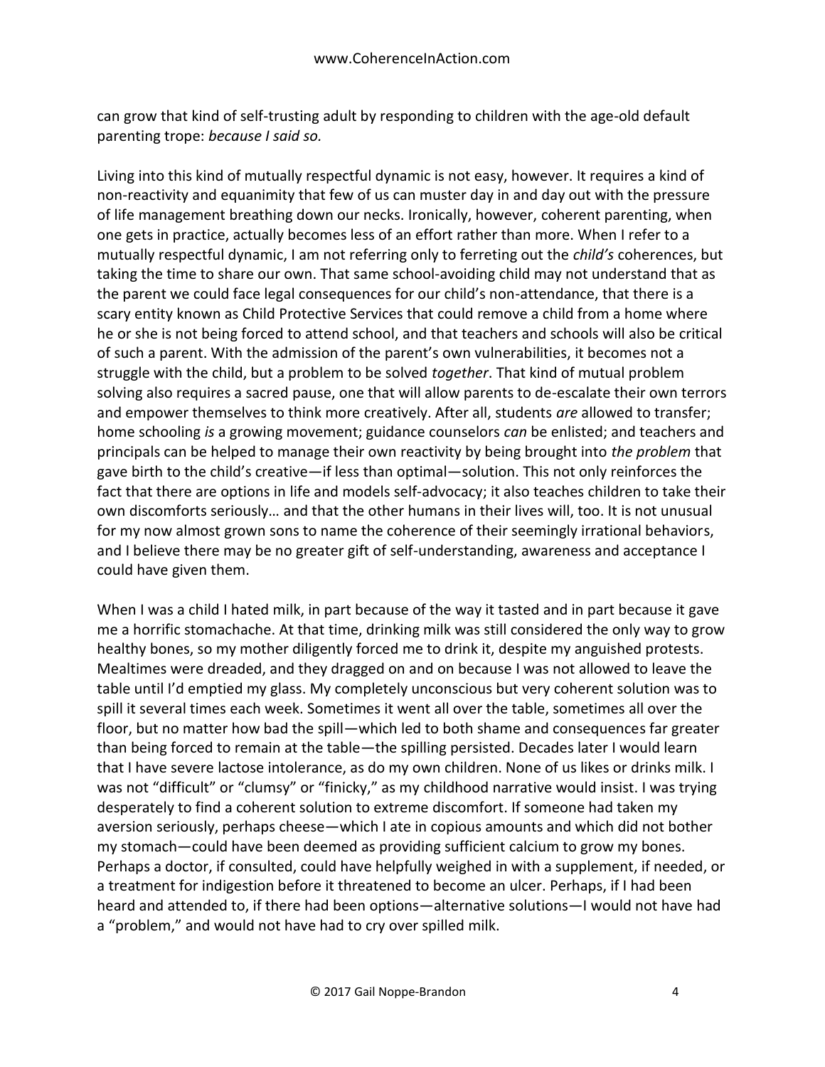can grow that kind of self-trusting adult by responding to children with the age-old default parenting trope: *because I said so.*

Living into this kind of mutually respectful dynamic is not easy, however. It requires a kind of non-reactivity and equanimity that few of us can muster day in and day out with the pressure of life management breathing down our necks. Ironically, however, coherent parenting, when one gets in practice, actually becomes less of an effort rather than more. When I refer to a mutually respectful dynamic, I am not referring only to ferreting out the *child's* coherences, but taking the time to share our own. That same school-avoiding child may not understand that as the parent we could face legal consequences for our child's non-attendance, that there is a scary entity known as Child Protective Services that could remove a child from a home where he or she is not being forced to attend school, and that teachers and schools will also be critical of such a parent. With the admission of the parent's own vulnerabilities, it becomes not a struggle with the child, but a problem to be solved *together*. That kind of mutual problem solving also requires a sacred pause, one that will allow parents to de-escalate their own terrors and empower themselves to think more creatively. After all, students *are* allowed to transfer; home schooling *is* a growing movement; guidance counselors *can* be enlisted; and teachers and principals can be helped to manage their own reactivity by being brought into *the problem* that gave birth to the child's creative—if less than optimal—solution. This not only reinforces the fact that there are options in life and models self-advocacy; it also teaches children to take their own discomforts seriously… and that the other humans in their lives will, too. It is not unusual for my now almost grown sons to name the coherence of their seemingly irrational behaviors, and I believe there may be no greater gift of self-understanding, awareness and acceptance I could have given them.

When I was a child I hated milk, in part because of the way it tasted and in part because it gave me a horrific stomachache. At that time, drinking milk was still considered the only way to grow healthy bones, so my mother diligently forced me to drink it, despite my anguished protests. Mealtimes were dreaded, and they dragged on and on because I was not allowed to leave the table until I'd emptied my glass. My completely unconscious but very coherent solution was to spill it several times each week. Sometimes it went all over the table, sometimes all over the floor, but no matter how bad the spill—which led to both shame and consequences far greater than being forced to remain at the table—the spilling persisted. Decades later I would learn that I have severe lactose intolerance, as do my own children. None of us likes or drinks milk. I was not "difficult" or "clumsy" or "finicky," as my childhood narrative would insist. I was trying desperately to find a coherent solution to extreme discomfort. If someone had taken my aversion seriously, perhaps cheese—which I ate in copious amounts and which did not bother my stomach—could have been deemed as providing sufficient calcium to grow my bones. Perhaps a doctor, if consulted, could have helpfully weighed in with a supplement, if needed, or a treatment for indigestion before it threatened to become an ulcer. Perhaps, if I had been heard and attended to, if there had been options—alternative solutions—I would not have had a "problem," and would not have had to cry over spilled milk.